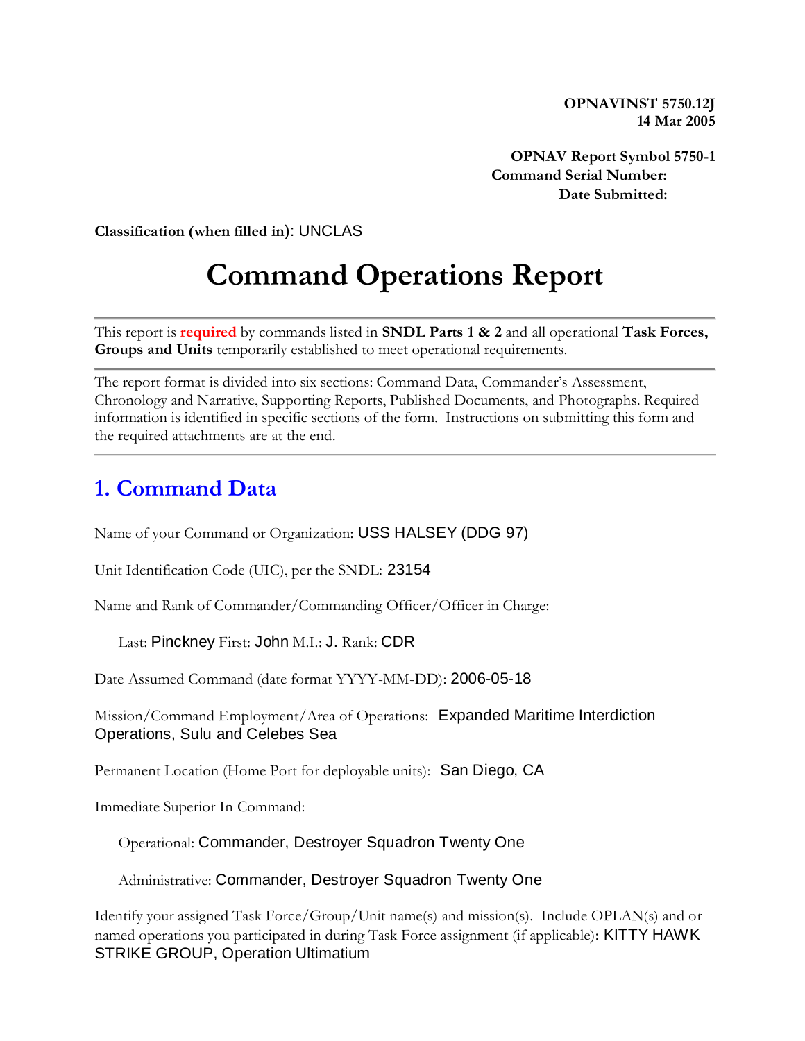**OPNAVINST 5750.12J**
**14 Mar 2005**

**OPNAV Report Symbol 5750-1**
**Command Serial Number:**
**Date Submitted:**

**Classification (when filled in)**: UNCLAS

# Command Operations Report

---

This report is **required** by commands listed in **SNDL Parts 1 & 2** and all operational **Task Forces, Groups and Units** temporarily established to meet operational requirements.

---

The report format is divided into six sections: Command Data, Commander's Assessment, Chronology and Narrative, Supporting Reports, Published Documents, and Photographs. Required information is identified in specific sections of the form. Instructions on submitting this form and the required attachments are at the end.

---

## 1. Command Data

Name of your Command or Organization: USS HALSEY (DDG 97)

Unit Identification Code (UIC), per the SNDL: 23154

Name and Rank of Commander/Commanding Officer/Officer in Charge:

Last: Pinckney First: John M.I.: J. Rank: CDR

Date Assumed Command (date format YYYY-MM-DD): 2006-05-18

Mission/Command Employment/Area of Operations: Expanded Maritime Interdiction Operations, Sulu and Celebes Sea

Permanent Location (Home Port for deployable units): San Diego, CA

Immediate Superior In Command:

Operational: Commander, Destroyer Squadron Twenty One

Administrative: Commander, Destroyer Squadron Twenty One

Identify your assigned Task Force/Group/Unit name(s) and mission(s). Include OPLAN(s) and or named operations you participated in during Task Force assignment (if applicable): KITTY HAWK STRIKE GROUP, Operation Ultimatium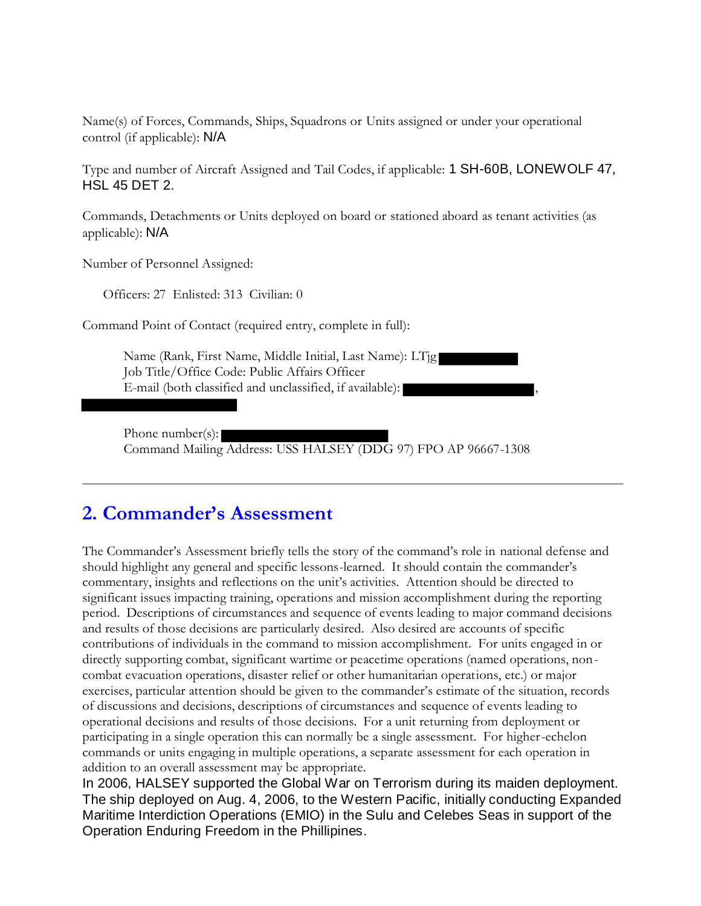Name(s) of Forces, Commands, Ships, Squadrons or Units assigned or under your operational control (if applicable): N/A

Type and number of Aircraft Assigned and Tail Codes, if applicable: 1 SH-60B, LONEWOLF 47, HSL 45 DET 2.

Commands, Detachments or Units deployed on board or stationed aboard as tenant activities (as applicable): N/A

Number of Personnel Assigned:

Officers: 27  Enlisted: 313  Civilian: 0

Command Point of Contact (required entry, complete in full):

Name (Rank, First Name, Middle Initial, Last Name): LTjg
Job Title/Office Code: Public Affairs Officer
E-mail (both classified and unclassified, if available): ,

Phone number(s):
Command Mailing Address: USS HALSEY (DDG 97) FPO AP 96667-1308

---

## 2. Commander's Assessment

The Commander's Assessment briefly tells the story of the command's role in national defense and should highlight any general and specific lessons-learned. It should contain the commander's commentary, insights and reflections on the unit's activities. Attention should be directed to significant issues impacting training, operations and mission accomplishment during the reporting period. Descriptions of circumstances and sequence of events leading to major command decisions and results of those decisions are particularly desired. Also desired are accounts of specific contributions of individuals in the command to mission accomplishment. For units engaged in or directly supporting combat, significant wartime or peacetime operations (named operations, non-combat evacuation operations, disaster relief or other humanitarian operations, etc.) or major exercises, particular attention should be given to the commander's estimate of the situation, records of discussions and decisions, descriptions of circumstances and sequence of events leading to operational decisions and results of those decisions. For a unit returning from deployment or participating in a single operation this can normally be a single assessment. For higher-echelon commands or units engaging in multiple operations, a separate assessment for each operation in addition to an overall assessment may be appropriate.

In 2006, HALSEY supported the Global War on Terrorism during its maiden deployment. The ship deployed on Aug. 4, 2006, to the Western Pacific, initially conducting Expanded Maritime Interdiction Operations (EMIO) in the Sulu and Celebes Seas in support of the Operation Enduring Freedom in the Phillipines.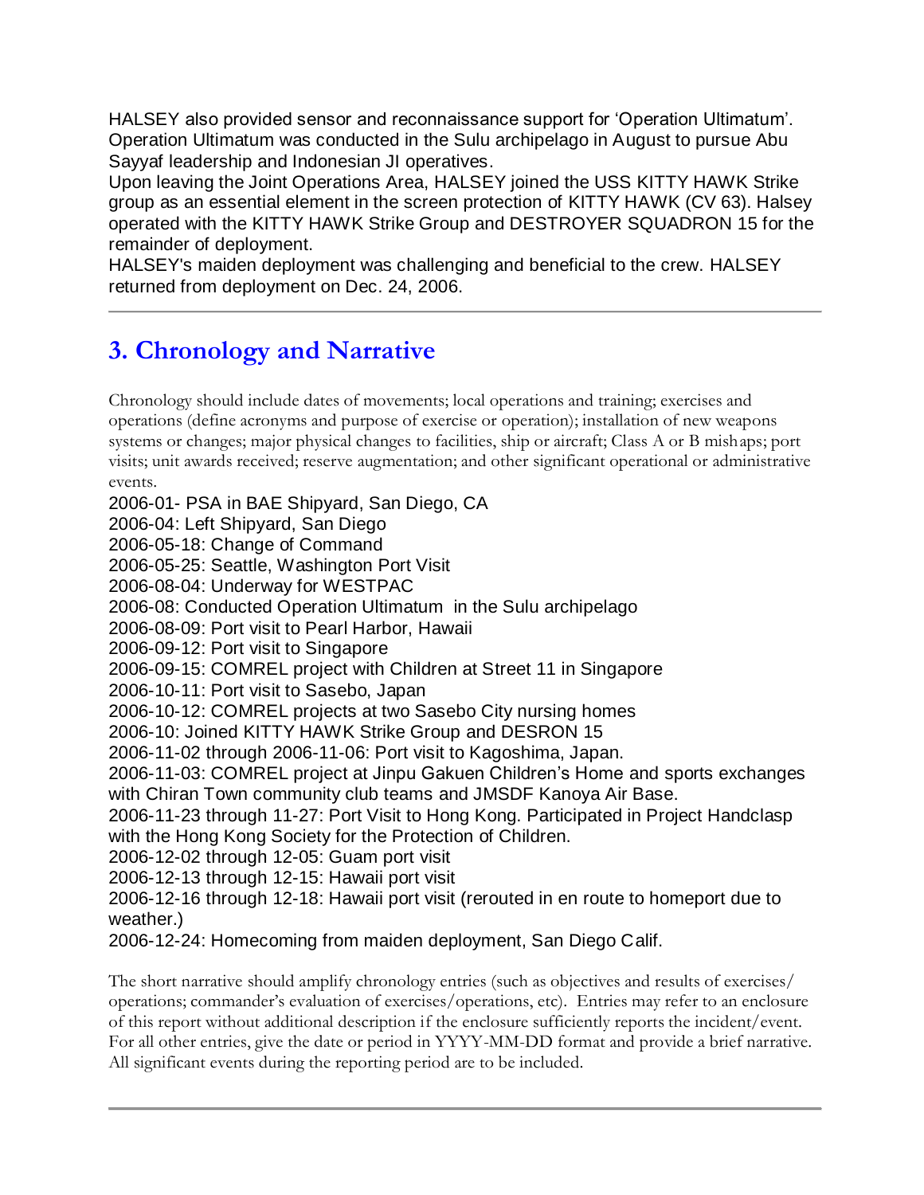HALSEY also provided sensor and reconnaissance support for 'Operation Ultimatum'. Operation Ultimatum was conducted in the Sulu archipelago in August to pursue Abu Sayyaf leadership and Indonesian JI operatives.

Upon leaving the Joint Operations Area, HALSEY joined the USS KITTY HAWK Strike group as an essential element in the screen protection of KITTY HAWK (CV 63). Halsey operated with the KITTY HAWK Strike Group and DESTROYER SQUADRON 15 for the remainder of deployment.

HALSEY's maiden deployment was challenging and beneficial to the crew. HALSEY returned from deployment on Dec. 24, 2006.

---

## 3. Chronology and Narrative

Chronology should include dates of movements; local operations and training; exercises and operations (define acronyms and purpose of exercise or operation); installation of new weapons systems or changes; major physical changes to facilities, ship or aircraft; Class A or B mishaps; port visits; unit awards received; reserve augmentation; and other significant operational or administrative events.

2006-01- PSA in BAE Shipyard, San Diego, CA
2006-04: Left Shipyard, San Diego
2006-05-18: Change of Command
2006-05-25: Seattle, Washington Port Visit
2006-08-04: Underway for WESTPAC
2006-08: Conducted Operation Ultimatum in the Sulu archipelago
2006-08-09: Port visit to Pearl Harbor, Hawaii
2006-09-12: Port visit to Singapore
2006-09-15: COMREL project with Children at Street 11 in Singapore
2006-10-11: Port visit to Sasebo, Japan
2006-10-12: COMREL projects at two Sasebo City nursing homes
2006-10: Joined KITTY HAWK Strike Group and DESRON 15
2006-11-02 through 2006-11-06: Port visit to Kagoshima, Japan.
2006-11-03: COMREL project at Jinpu Gakuen Children's Home and sports exchanges with Chiran Town community club teams and JMSDF Kanoya Air Base.
2006-11-23 through 11-27: Port Visit to Hong Kong. Participated in Project Handclasp with the Hong Kong Society for the Protection of Children.
2006-12-02 through 12-05: Guam port visit
2006-12-13 through 12-15: Hawaii port visit
2006-12-16 through 12-18: Hawaii port visit (rerouted in en route to homeport due to weather.)
2006-12-24: Homecoming from maiden deployment, San Diego Calif.

The short narrative should amplify chronology entries (such as objectives and results of exercises/operations; commander's evaluation of exercises/operations, etc). Entries may refer to an enclosure of this report without additional description if the enclosure sufficiently reports the incident/event. For all other entries, give the date or period in YYYY-MM-DD format and provide a brief narrative. All significant events during the reporting period are to be included.

---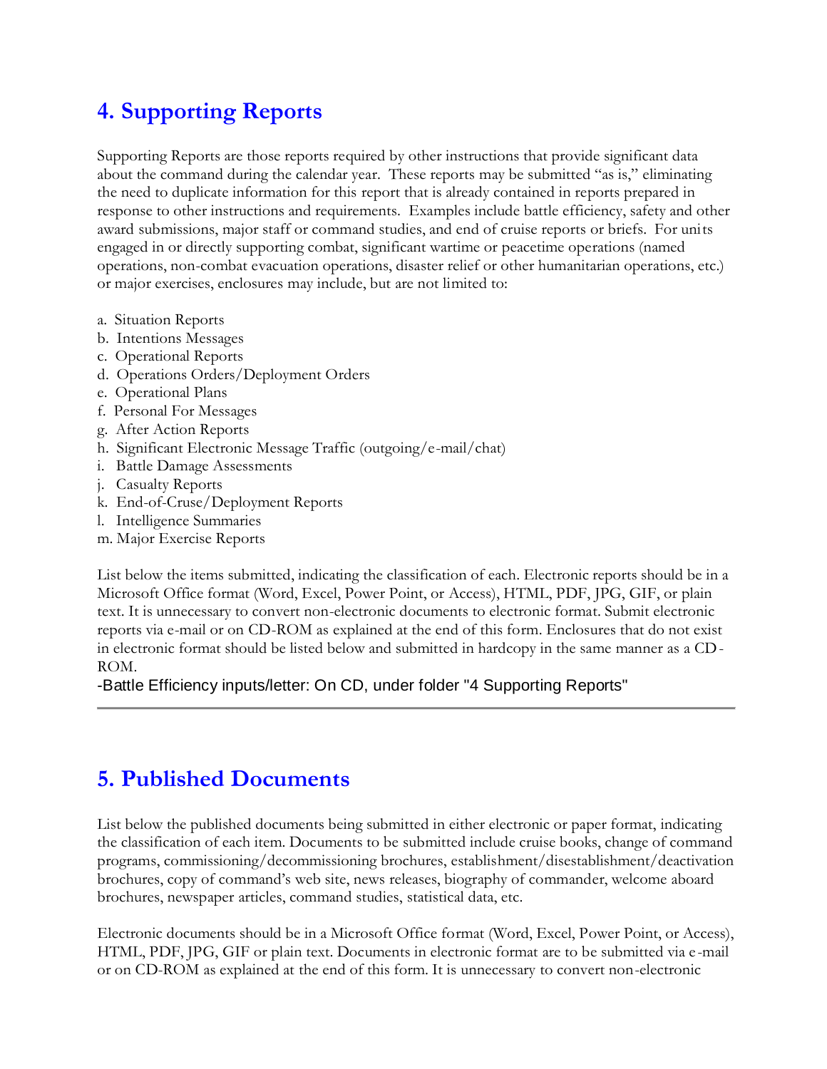## 4. Supporting Reports

Supporting Reports are those reports required by other instructions that provide significant data about the command during the calendar year. These reports may be submitted "as is," eliminating the need to duplicate information for this report that is already contained in reports prepared in response to other instructions and requirements. Examples include battle efficiency, safety and other award submissions, major staff or command studies, and end of cruise reports or briefs. For units engaged in or directly supporting combat, significant wartime or peacetime operations (named operations, non-combat evacuation operations, disaster relief or other humanitarian operations, etc.) or major exercises, enclosures may include, but are not limited to:

a. Situation Reports
b. Intentions Messages
c. Operational Reports
d. Operations Orders/Deployment Orders
e. Operational Plans
f. Personal For Messages
g. After Action Reports
h. Significant Electronic Message Traffic (outgoing/e-mail/chat)
i. Battle Damage Assessments
j. Casualty Reports
k. End-of-Cruse/Deployment Reports
l. Intelligence Summaries
m. Major Exercise Reports

List below the items submitted, indicating the classification of each. Electronic reports should be in a Microsoft Office format (Word, Excel, Power Point, or Access), HTML, PDF, JPG, GIF, or plain text. It is unnecessary to convert non-electronic documents to electronic format. Submit electronic reports via e-mail or on CD-ROM as explained at the end of this form. Enclosures that do not exist in electronic format should be listed below and submitted in hardcopy in the same manner as a CD-ROM.

-Battle Efficiency inputs/letter: On CD, under folder "4 Supporting Reports"

---

## 5. Published Documents

List below the published documents being submitted in either electronic or paper format, indicating the classification of each item. Documents to be submitted include cruise books, change of command programs, commissioning/decommissioning brochures, establishment/disestablishment/deactivation brochures, copy of command's web site, news releases, biography of commander, welcome aboard brochures, newspaper articles, command studies, statistical data, etc.

Electronic documents should be in a Microsoft Office format (Word, Excel, Power Point, or Access), HTML, PDF, JPG, GIF or plain text. Documents in electronic format are to be submitted via e-mail or on CD-ROM as explained at the end of this form. It is unnecessary to convert non-electronic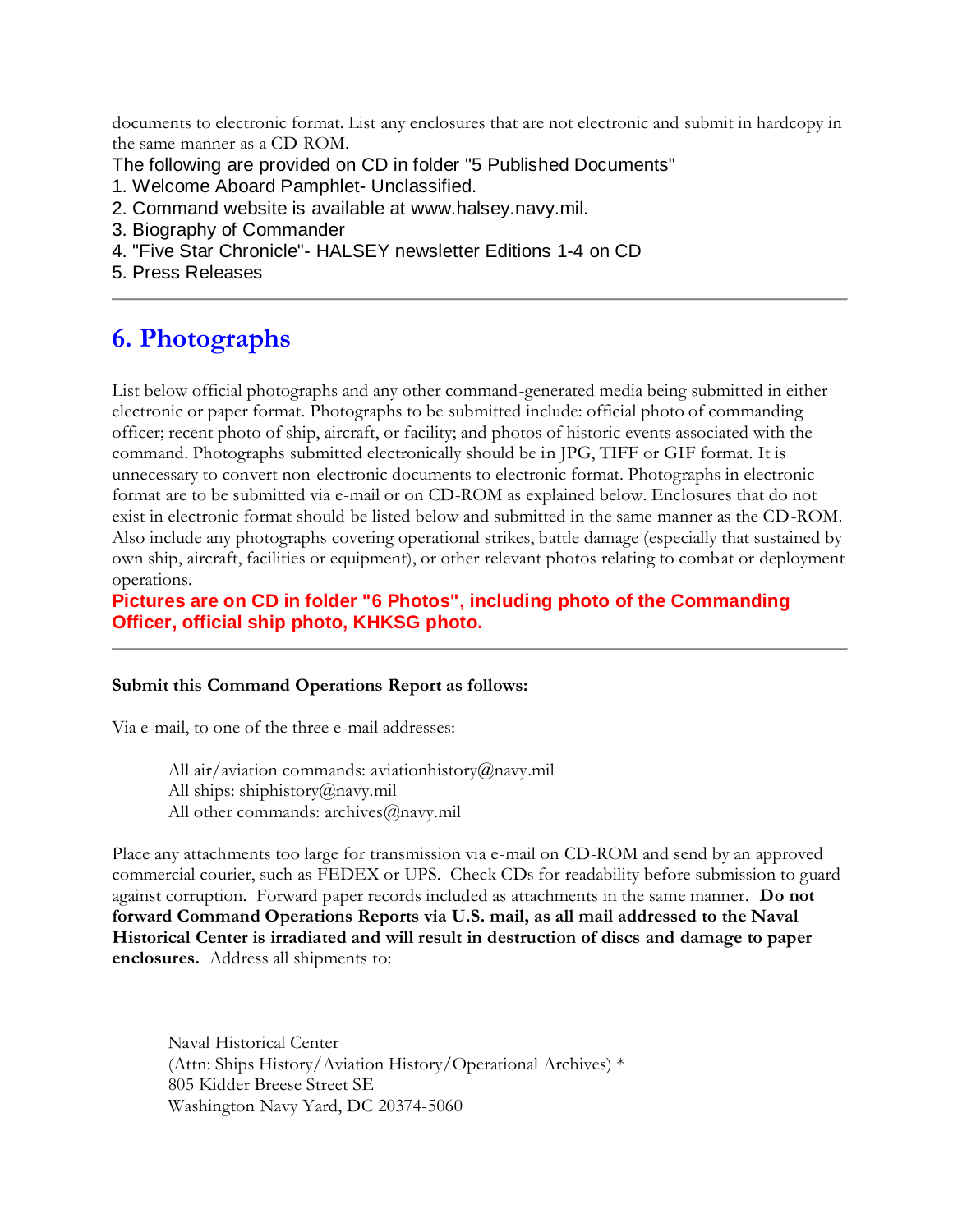documents to electronic format. List any enclosures that are not electronic and submit in hardcopy in the same manner as a CD-ROM.

The following are provided on CD in folder "5 Published Documents"

1. Welcome Aboard Pamphlet- Unclassified.
2. Command website is available at www.halsey.navy.mil.
3. Biography of Commander
4. "Five Star Chronicle"- HALSEY newsletter Editions 1-4 on CD
5. Press Releases

---

## 6. Photographs

List below official photographs and any other command-generated media being submitted in either electronic or paper format. Photographs to be submitted include: official photo of commanding officer; recent photo of ship, aircraft, or facility; and photos of historic events associated with the command. Photographs submitted electronically should be in JPG, TIFF or GIF format. It is unnecessary to convert non-electronic documents to electronic format. Photographs in electronic format are to be submitted via e-mail or on CD-ROM as explained below. Enclosures that do not exist in electronic format should be listed below and submitted in the same manner as the CD-ROM. Also include any photographs covering operational strikes, battle damage (especially that sustained by own ship, aircraft, facilities or equipment), or other relevant photos relating to combat or deployment operations.

**Pictures are on CD in folder "6 Photos", including photo of the Commanding Officer, official ship photo, KHKSG photo.**

---

**Submit this Command Operations Report as follows:**

Via e-mail, to one of the three e-mail addresses:

All air/aviation commands: aviationhistory@navy.mil
All ships: shiphistory@navy.mil
All other commands: archives@navy.mil

Place any attachments too large for transmission via e-mail on CD-ROM and send by an approved commercial courier, such as FEDEX or UPS. Check CDs for readability before submission to guard against corruption. Forward paper records included as attachments in the same manner. **Do not forward Command Operations Reports via U.S. mail, as all mail addressed to the Naval Historical Center is irradiated and will result in destruction of discs and damage to paper enclosures.** Address all shipments to:

Naval Historical Center
(Attn: Ships History/Aviation History/Operational Archives) *
805 Kidder Breese Street SE
Washington Navy Yard, DC 20374-5060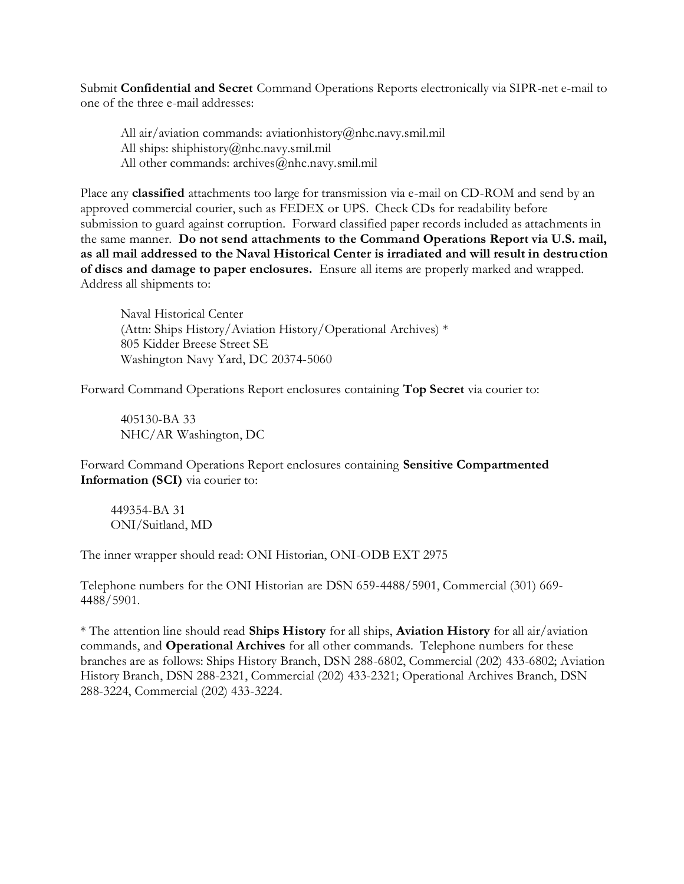Submit **Confidential and Secret** Command Operations Reports electronically via SIPR-net e-mail to one of the three e-mail addresses:

All air/aviation commands: aviationhistory@nhc.navy.smil.mil
All ships: shiphistory@nhc.navy.smil.mil
All other commands: archives@nhc.navy.smil.mil

Place any **classified** attachments too large for transmission via e-mail on CD-ROM and send by an approved commercial courier, such as FEDEX or UPS. Check CDs for readability before submission to guard against corruption. Forward classified paper records included as attachments in the same manner. **Do not send attachments to the Command Operations Report via U.S. mail, as all mail addressed to the Naval Historical Center is irradiated and will result in destruction of discs and damage to paper enclosures.** Ensure all items are properly marked and wrapped. Address all shipments to:

Naval Historical Center
(Attn: Ships History/Aviation History/Operational Archives) *
805 Kidder Breese Street SE
Washington Navy Yard, DC 20374-5060

Forward Command Operations Report enclosures containing **Top Secret** via courier to:

405130-BA 33
NHC/AR Washington, DC

Forward Command Operations Report enclosures containing **Sensitive Compartmented Information (SCI)** via courier to:

449354-BA 31
ONI/Suitland, MD

The inner wrapper should read: ONI Historian, ONI-ODB EXT 2975

Telephone numbers for the ONI Historian are DSN 659-4488/5901, Commercial (301) 669-4488/5901.

* The attention line should read **Ships History** for all ships, **Aviation History** for all air/aviation commands, and **Operational Archives** for all other commands. Telephone numbers for these branches are as follows: Ships History Branch, DSN 288-6802, Commercial (202) 433-6802; Aviation History Branch, DSN 288-2321, Commercial (202) 433-2321; Operational Archives Branch, DSN 288-3224, Commercial (202) 433-3224.